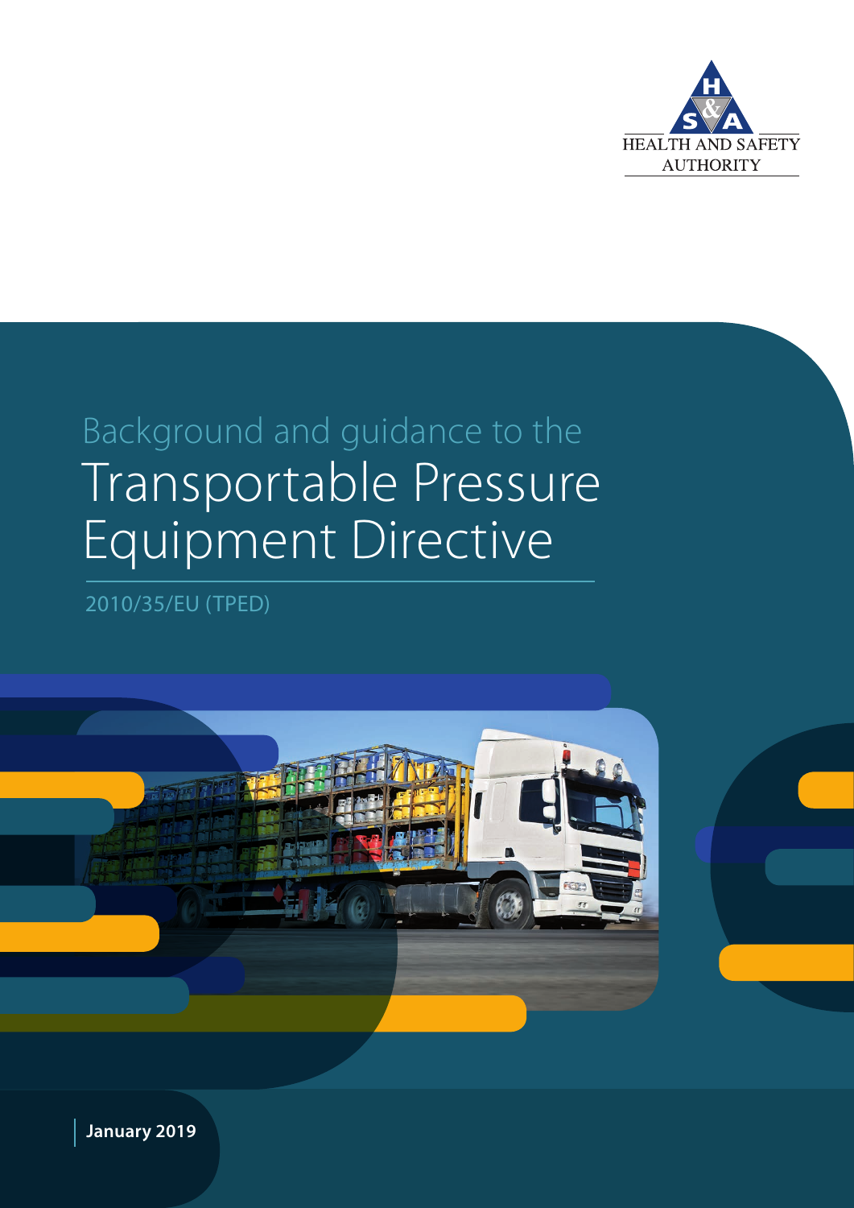HEALTH AND SAFETY AUTHORITY

Background and guidance to the

# Transportable Pressure Equipment Directive

2010/35/EU (TPED)

**January 2019**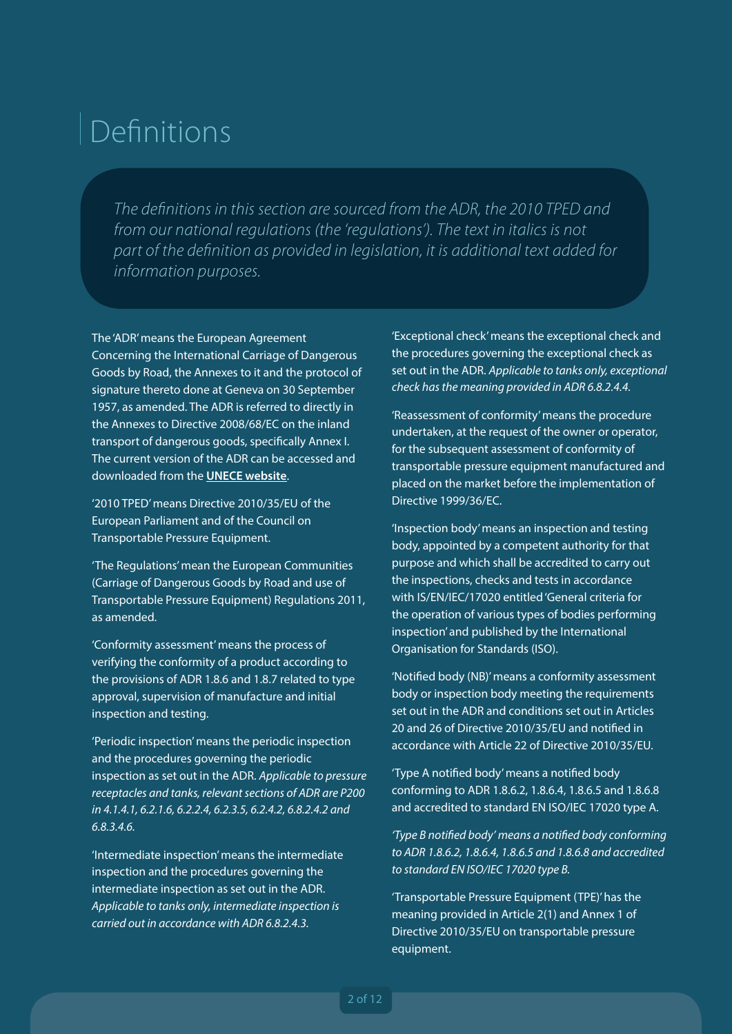# Definitions

*The definitions in this section are sourced from the ADR, the 2010 TPED and from our national regulations (the 'regulations'). The text in italics is not part of the definition as provided in legislation, it is additional text added for information purposes.*

The 'ADR' means the European Agreement Concerning the International Carriage of Dangerous Goods by Road, the Annexes to it and the protocol of signature thereto done at Geneva on 30 September 1957, as amended. The ADR is referred to directly in the Annexes to Directive 2008/68/EC on the inland transport of dangerous goods, specifically Annex I. The current version of the ADR can be accessed and downloaded from the **UNECE website**.

'2010 TPED' means Directive 2010/35/EU of the European Parliament and of the Council on Transportable Pressure Equipment.

'The Regulations' mean the European Communities (Carriage of Dangerous Goods by Road and use of Transportable Pressure Equipment) Regulations 2011, as amended.

'Conformity assessment' means the process of verifying the conformity of a product according to the provisions of ADR 1.8.6 and 1.8.7 related to type approval, supervision of manufacture and initial inspection and testing.

'Periodic inspection' means the periodic inspection and the procedures governing the periodic inspection as set out in the ADR. *Applicable to pressure receptacles and tanks, relevant sections of ADR are P200 in 4.1.4.1, 6.2.1.6, 6.2.2.4, 6.2.3.5, 6.2.4.2, 6.8.2.4.2 and 6.8.3.4.6.*

'Intermediate inspection' means the intermediate inspection and the procedures governing the intermediate inspection as set out in the ADR. *Applicable to tanks only, intermediate inspection is carried out in accordance with ADR 6.8.2.4.3.*

'Exceptional check' means the exceptional check and the procedures governing the exceptional check as set out in the ADR. *Applicable to tanks only, exceptional check has the meaning provided in ADR 6.8.2.4.4.*

'Reassessment of conformity' means the procedure undertaken, at the request of the owner or operator, for the subsequent assessment of conformity of transportable pressure equipment manufactured and placed on the market before the implementation of Directive 1999/36/EC.

'Inspection body' means an inspection and testing body, appointed by a competent authority for that purpose and which shall be accredited to carry out the inspections, checks and tests in accordance with IS/EN/IEC/17020 entitled 'General criteria for the operation of various types of bodies performing inspection' and published by the International Organisation for Standards (ISO).

'Notified body (NB)' means a conformity assessment body or inspection body meeting the requirements set out in the ADR and conditions set out in Articles 20 and 26 of Directive 2010/35/EU and notified in accordance with Article 22 of Directive 2010/35/EU.

'Type A notified body' means a notified body conforming to ADR 1.8.6.2, 1.8.6.4, 1.8.6.5 and 1.8.6.8 and accredited to standard EN ISO/IEC 17020 type A.

*'Type B notified body' means a notified body conforming to ADR 1.8.6.2, 1.8.6.4, 1.8.6.5 and 1.8.6.8 and accredited to standard EN ISO/IEC 17020 type B.*

'Transportable Pressure Equipment (TPE)' has the meaning provided in Article 2(1) and Annex 1 of Directive 2010/35/EU on transportable pressure equipment.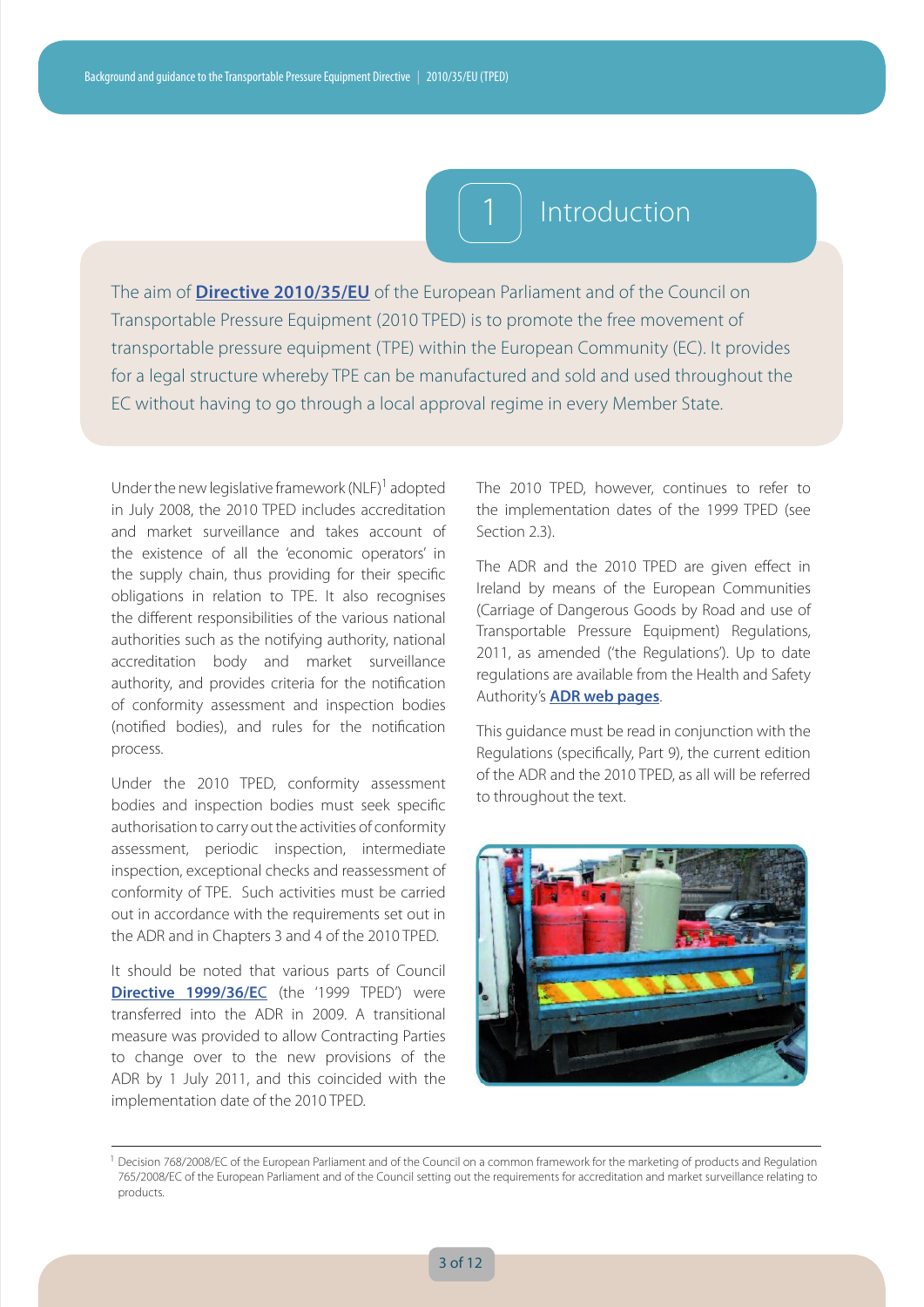# 1 Introduction

The aim of **Directive 2010/35/EU** of the European Parliament and of the Council on Transportable Pressure Equipment (2010 TPED) is to promote the free movement of transportable pressure equipment (TPE) within the European Community (EC). It provides for a legal structure whereby TPE can be manufactured and sold and used throughout the EC without having to go through a local approval regime in every Member State.

Under the new legislative framework (NLF)[1] adopted in July 2008, the 2010 TPED includes accreditation and market surveillance and takes account of the existence of all the 'economic operators' in the supply chain, thus providing for their specific obligations in relation to TPE. It also recognises the different responsibilities of the various national authorities such as the notifying authority, national accreditation body and market surveillance authority, and provides criteria for the notification of conformity assessment and inspection bodies (notified bodies), and rules for the notification process.

Under the 2010 TPED, conformity assessment bodies and inspection bodies must seek specific authorisation to carry out the activities of conformity assessment, periodic inspection, intermediate inspection, exceptional checks and reassessment of conformity of TPE. Such activities must be carried out in accordance with the requirements set out in the ADR and in Chapters 3 and 4 of the 2010 TPED.

It should be noted that various parts of Council **Directive 1999/36/EC** (the '1999 TPED') were transferred into the ADR in 2009. A transitional measure was provided to allow Contracting Parties to change over to the new provisions of the ADR by 1 July 2011, and this coincided with the implementation date of the 2010 TPED.

The 2010 TPED, however, continues to refer to the implementation dates of the 1999 TPED (see Section 2.3).

The ADR and the 2010 TPED are given effect in Ireland by means of the European Communities (Carriage of Dangerous Goods by Road and use of Transportable Pressure Equipment) Regulations, 2011, as amended ('the Regulations'). Up to date regulations are available from the Health and Safety Authority's **ADR web pages**.

This guidance must be read in conjunction with the Regulations (specifically, Part 9), the current edition of the ADR and the 2010 TPED, as all will be referred to throughout the text.

[1] Decision 768/2008/EC of the European Parliament and of the Council on a common framework for the marketing of products and Regulation 765/2008/EC of the European Parliament and of the Council setting out the requirements for accreditation and market surveillance relating to products.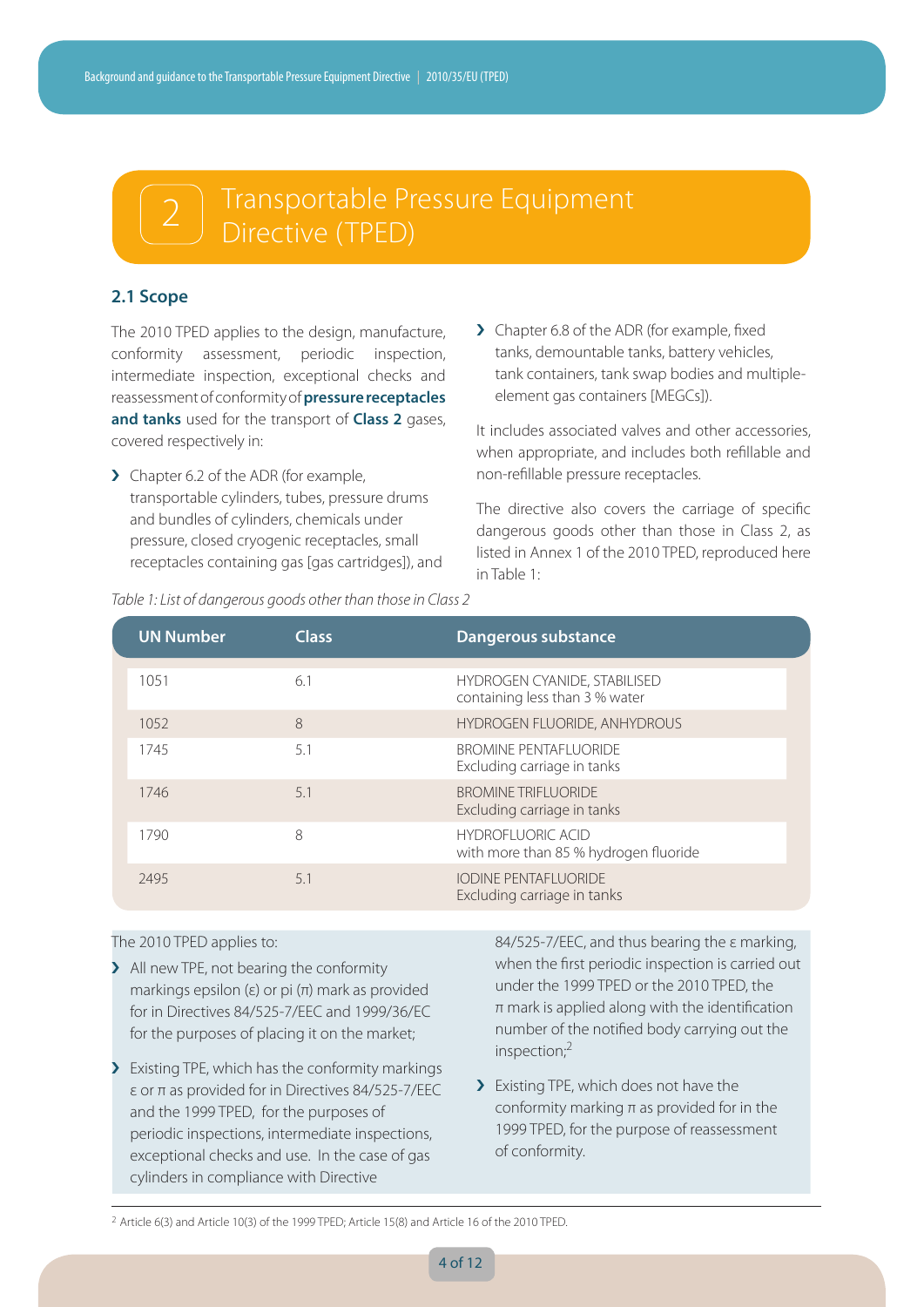# 2 Transportable Pressure Equipment Directive (TPED)

## 2.1 Scope

The 2010 TPED applies to the design, manufacture, conformity assessment, periodic inspection, intermediate inspection, exceptional checks and reassessment of conformity of **pressure receptacles and tanks** used for the transport of **Class 2** gases, covered respectively in:

- Chapter 6.2 of the ADR (for example, transportable cylinders, tubes, pressure drums and bundles of cylinders, chemicals under pressure, closed cryogenic receptacles, small receptacles containing gas [gas cartridges]), and
- Chapter 6.8 of the ADR (for example, fixed tanks, demountable tanks, battery vehicles, tank containers, tank swap bodies and multiple-element gas containers [MEGCs]).

It includes associated valves and other accessories, when appropriate, and includes both refillable and non-refillable pressure receptacles.

The directive also covers the carriage of specific dangerous goods other than those in Class 2, as listed in Annex 1 of the 2010 TPED, reproduced here in Table 1:

*Table 1: List of dangerous goods other than those in Class 2*

| UN Number | Class | Dangerous substance |
|---|---|---|
| 1051 | 6.1 | HYDROGEN CYANIDE, STABILISED containing less than 3 % water |
| 1052 | 8 | HYDROGEN FLUORIDE, ANHYDROUS |
| 1745 | 5.1 | BROMINE PENTAFLUORIDE Excluding carriage in tanks |
| 1746 | 5.1 | BROMINE TRIFLUORIDE Excluding carriage in tanks |
| 1790 | 8 | HYDROFLUORIC ACID with more than 85 % hydrogen fluoride |
| 2495 | 5.1 | IODINE PENTAFLUORIDE Excluding carriage in tanks |

The 2010 TPED applies to:

- All new TPE, not bearing the conformity markings epsilon (ε) or pi (π) mark as provided for in Directives 84/525-7/EEC and 1999/36/EC for the purposes of placing it on the market;
- Existing TPE, which has the conformity markings ε or π as provided for in Directives 84/525-7/EEC and the 1999 TPED, for the purposes of periodic inspections, intermediate inspections, exceptional checks and use. In the case of gas cylinders in compliance with Directive 84/525-7/EEC, and thus bearing the ε marking, when the first periodic inspection is carried out under the 1999 TPED or the 2010 TPED, the π mark is applied along with the identification number of the notified body carrying out the inspection;[2]
- Existing TPE, which does not have the conformity marking π as provided for in the 1999 TPED, for the purpose of reassessment of conformity.

[2] Article 6(3) and Article 10(3) of the 1999 TPED; Article 15(8) and Article 16 of the 2010 TPED.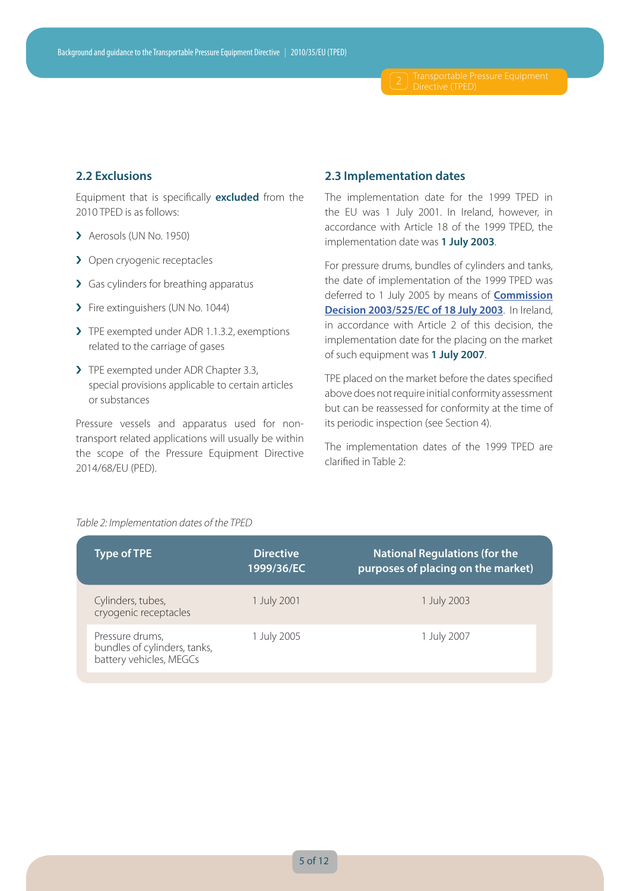## 2.2 Exclusions

Equipment that is specifically **excluded** from the 2010 TPED is as follows:

- Aerosols (UN No. 1950)
- Open cryogenic receptacles
- Gas cylinders for breathing apparatus
- Fire extinguishers (UN No. 1044)
- TPE exempted under ADR 1.1.3.2, exemptions related to the carriage of gases
- TPE exempted under ADR Chapter 3.3, special provisions applicable to certain articles or substances

Pressure vessels and apparatus used for non-transport related applications will usually be within the scope of the Pressure Equipment Directive 2014/68/EU (PED).

## 2.3 Implementation dates

The implementation date for the 1999 TPED in the EU was 1 July 2001. In Ireland, however, in accordance with Article 18 of the 1999 TPED, the implementation date was **1 July 2003**.

For pressure drums, bundles of cylinders and tanks, the date of implementation of the 1999 TPED was deferred to 1 July 2005 by means of **Commission Decision 2003/525/EC of 18 July 2003**. In Ireland, in accordance with Article 2 of this decision, the implementation date for the placing on the market of such equipment was **1 July 2007**.

TPE placed on the market before the dates specified above does not require initial conformity assessment but can be reassessed for conformity at the time of its periodic inspection (see Section 4).

The implementation dates of the 1999 TPED are clarified in Table 2:

*Table 2: Implementation dates of the TPED*

| Type of TPE | Directive 1999/36/EC | National Regulations (for the purposes of placing on the market) |
|---|---|---|
| Cylinders, tubes, cryogenic receptacles | 1 July 2001 | 1 July 2003 |
| Pressure drums, bundles of cylinders, tanks, battery vehicles, MEGCs | 1 July 2005 | 1 July 2007 |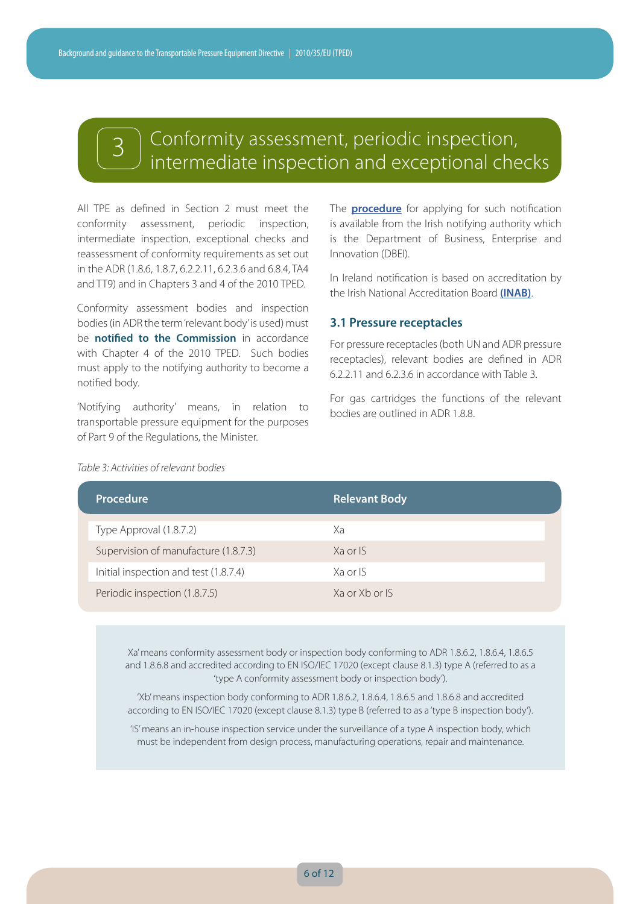# 3 Conformity assessment, periodic inspection, intermediate inspection and exceptional checks

All TPE as defined in Section 2 must meet the conformity assessment, periodic inspection, intermediate inspection, exceptional checks and reassessment of conformity requirements as set out in the ADR (1.8.6, 1.8.7, 6.2.2.11, 6.2.3.6 and 6.8.4, TA4 and TT9) and in Chapters 3 and 4 of the 2010 TPED.

Conformity assessment bodies and inspection bodies (in ADR the term 'relevant body' is used) must be **notified to the Commission** in accordance with Chapter 4 of the 2010 TPED. Such bodies must apply to the notifying authority to become a notified body.

'Notifying authority' means, in relation to transportable pressure equipment for the purposes of Part 9 of the Regulations, the Minister.

The **procedure** for applying for such notification is available from the Irish notifying authority which is the Department of Business, Enterprise and Innovation (DBEI).

In Ireland notification is based on accreditation by the Irish National Accreditation Board **(INAB)**.

## 3.1 Pressure receptacles

For pressure receptacles (both UN and ADR pressure receptacles), relevant bodies are defined in ADR 6.2.2.11 and 6.2.3.6 in accordance with Table 3.

For gas cartridges the functions of the relevant bodies are outlined in ADR 1.8.8.

*Table 3: Activities of relevant bodies*

| Procedure | Relevant Body |
|---|---|
| Type Approval (1.8.7.2) | Xa |
| Supervision of manufacture (1.8.7.3) | Xa or IS |
| Initial inspection and test (1.8.7.4) | Xa or IS |
| Periodic inspection (1.8.7.5) | Xa or Xb or IS |

Xa' means conformity assessment body or inspection body conforming to ADR 1.8.6.2, 1.8.6.4, 1.8.6.5 and 1.8.6.8 and accredited according to EN ISO/IEC 17020 (except clause 8.1.3) type A (referred to as a 'type A conformity assessment body or inspection body').

'Xb' means inspection body conforming to ADR 1.8.6.2, 1.8.6.4, 1.8.6.5 and 1.8.6.8 and accredited according to EN ISO/IEC 17020 (except clause 8.1.3) type B (referred to as a 'type B inspection body').

'IS' means an in-house inspection service under the surveillance of a type A inspection body, which must be independent from design process, manufacturing operations, repair and maintenance.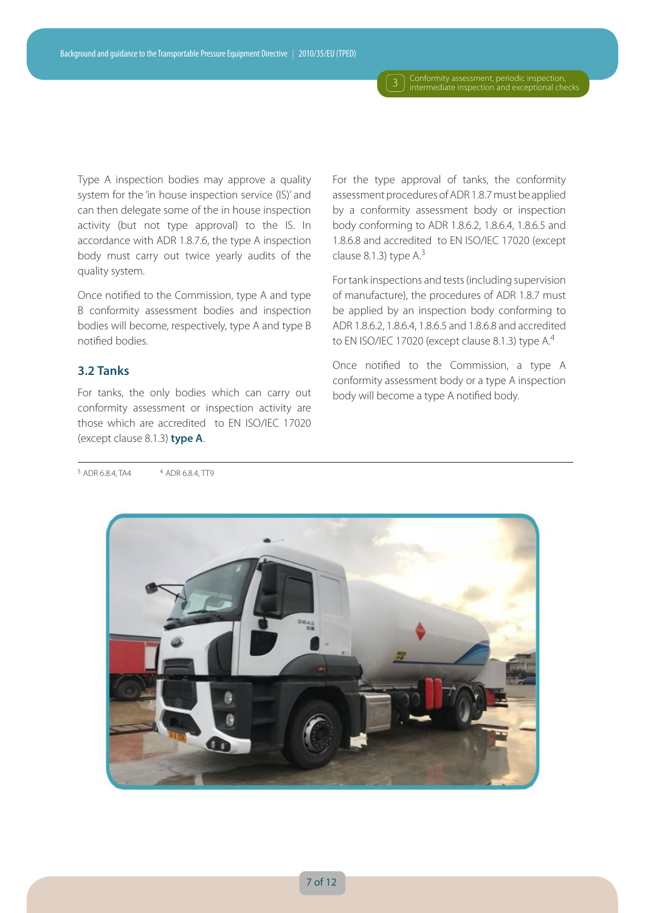Type A inspection bodies may approve a quality system for the 'in house inspection service (IS)' and can then delegate some of the in house inspection activity (but not type approval) to the IS. In accordance with ADR 1.8.7.6, the type A inspection body must carry out twice yearly audits of the quality system.

Once notified to the Commission, type A and type B conformity assessment bodies and inspection bodies will become, respectively, type A and type B notified bodies.

## 3.2 Tanks

For tanks, the only bodies which can carry out conformity assessment or inspection activity are those which are accredited to EN ISO/IEC 17020 (except clause 8.1.3) **type A**.

For the type approval of tanks, the conformity assessment procedures of ADR 1.8.7 must be applied by a conformity assessment body or inspection body conforming to ADR 1.8.6.2, 1.8.6.4, 1.8.6.5 and 1.8.6.8 and accredited to EN ISO/IEC 17020 (except clause 8.1.3) type A.[3]

For tank inspections and tests (including supervision of manufacture), the procedures of ADR 1.8.7 must be applied by an inspection body conforming to ADR 1.8.6.2, 1.8.6.4, 1.8.6.5 and 1.8.6.8 and accredited to EN ISO/IEC 17020 (except clause 8.1.3) type A.[4]

Once notified to the Commission, a type A conformity assessment body or a type A inspection body will become a type A notified body.

---

[3] ADR 6.8.4, TA4 [4] ADR 6.8.4, TT9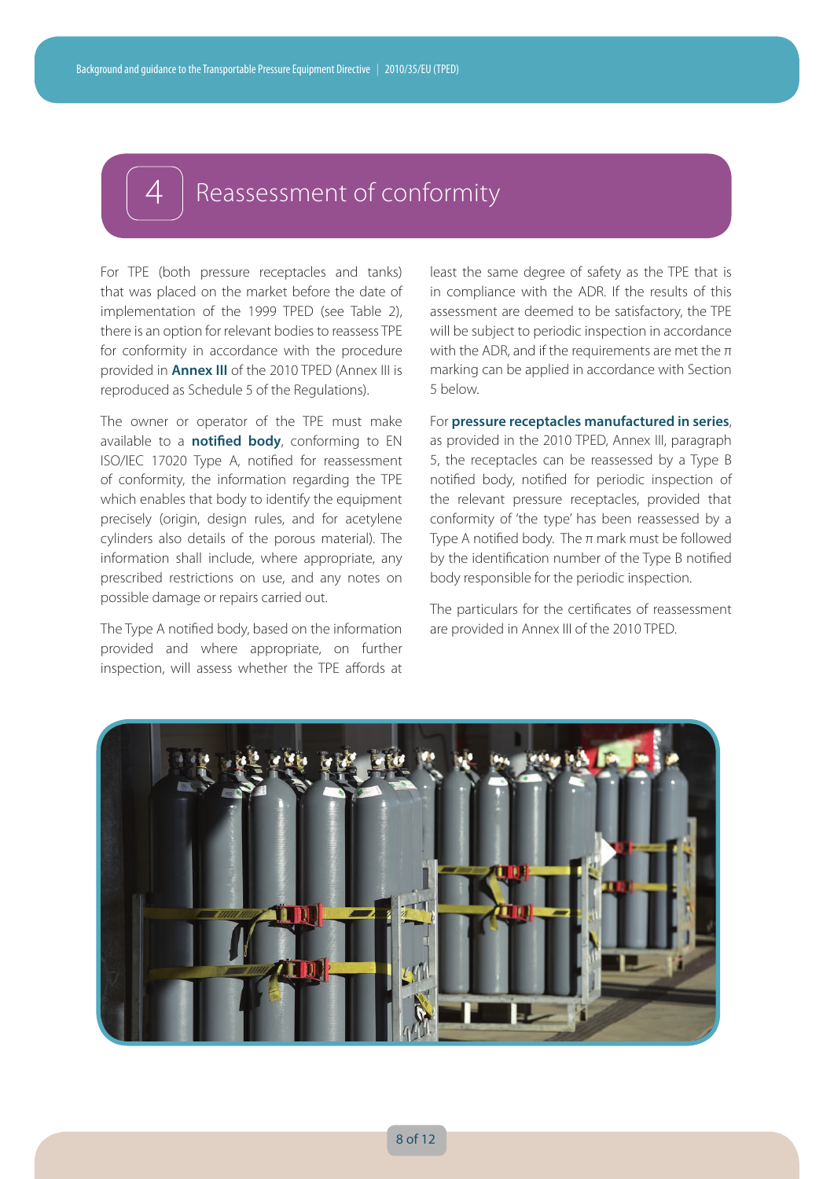# 4 Reassessment of conformity

For TPE (both pressure receptacles and tanks) that was placed on the market before the date of implementation of the 1999 TPED (see Table 2), there is an option for relevant bodies to reassess TPE for conformity in accordance with the procedure provided in **Annex III** of the 2010 TPED (Annex III is reproduced as Schedule 5 of the Regulations).

The owner or operator of the TPE must make available to a **notified body**, conforming to EN ISO/IEC 17020 Type A, notified for reassessment of conformity, the information regarding the TPE which enables that body to identify the equipment precisely (origin, design rules, and for acetylene cylinders also details of the porous material). The information shall include, where appropriate, any prescribed restrictions on use, and any notes on possible damage or repairs carried out.

The Type A notified body, based on the information provided and where appropriate, on further inspection, will assess whether the TPE affords at least the same degree of safety as the TPE that is in compliance with the ADR. If the results of this assessment are deemed to be satisfactory, the TPE will be subject to periodic inspection in accordance with the ADR, and if the requirements are met the π marking can be applied in accordance with Section 5 below.

For **pressure receptacles manufactured in series**, as provided in the 2010 TPED, Annex III, paragraph 5, the receptacles can be reassessed by a Type B notified body, notified for periodic inspection of the relevant pressure receptacles, provided that conformity of 'the type' has been reassessed by a Type A notified body. The π mark must be followed by the identification number of the Type B notified body responsible for the periodic inspection.

The particulars for the certificates of reassessment are provided in Annex III of the 2010 TPED.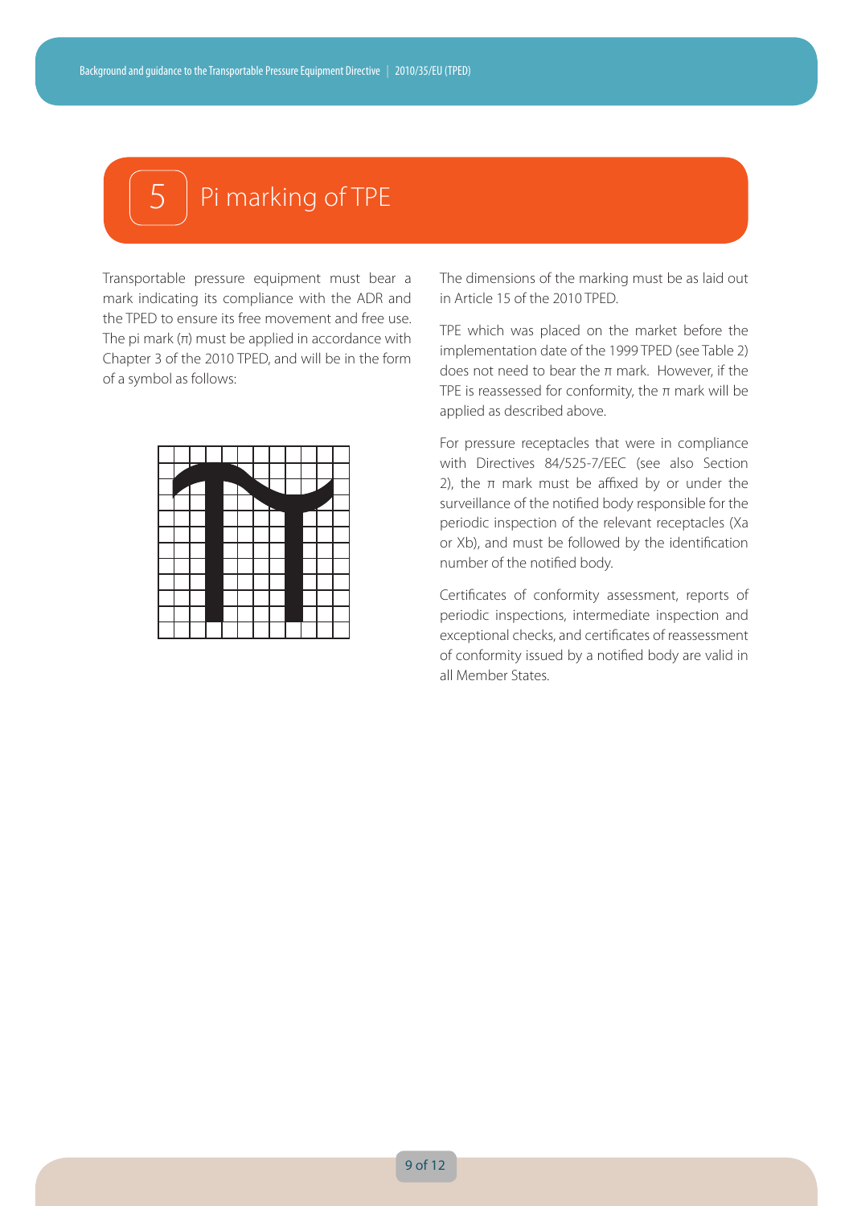# 5 Pi marking of TPE

Transportable pressure equipment must bear a mark indicating its compliance with the ADR and the TPED to ensure its free movement and free use. The pi mark (π) must be applied in accordance with Chapter 3 of the 2010 TPED, and will be in the form of a symbol as follows:

The dimensions of the marking must be as laid out in Article 15 of the 2010 TPED.

TPE which was placed on the market before the implementation date of the 1999 TPED (see Table 2) does not need to bear the π mark. However, if the TPE is reassessed for conformity, the π mark will be applied as described above.

For pressure receptacles that were in compliance with Directives 84/525-7/EEC (see also Section 2), the π mark must be affixed by or under the surveillance of the notified body responsible for the periodic inspection of the relevant receptacles (Xa or Xb), and must be followed by the identification number of the notified body.

Certificates of conformity assessment, reports of periodic inspections, intermediate inspection and exceptional checks, and certificates of reassessment of conformity issued by a notified body are valid in all Member States.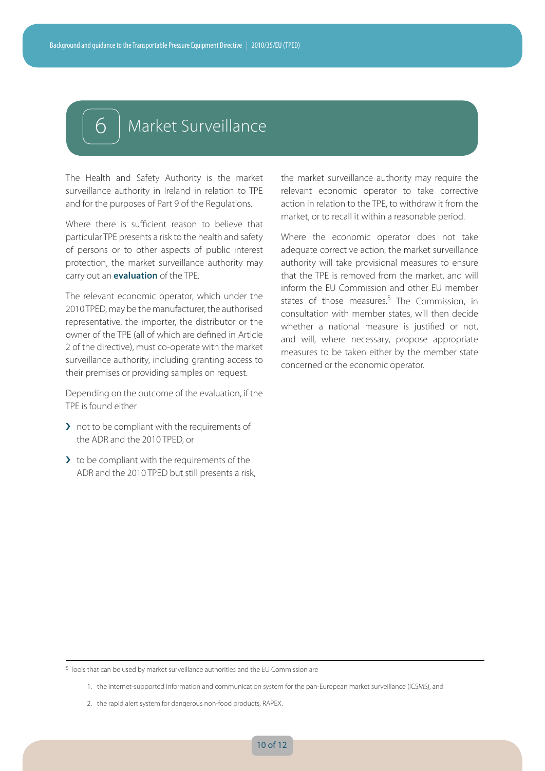# 6 Market Surveillance

The Health and Safety Authority is the market surveillance authority in Ireland in relation to TPE and for the purposes of Part 9 of the Regulations.

Where there is sufficient reason to believe that particular TPE presents a risk to the health and safety of persons or to other aspects of public interest protection, the market surveillance authority may carry out an **evaluation** of the TPE.

The relevant economic operator, which under the 2010 TPED, may be the manufacturer, the authorised representative, the importer, the distributor or the owner of the TPE (all of which are defined in Article 2 of the directive), must co-operate with the market surveillance authority, including granting access to their premises or providing samples on request.

Depending on the outcome of the evaluation, if the TPE is found either

- not to be compliant with the requirements of the ADR and the 2010 TPED, or
- to be compliant with the requirements of the ADR and the 2010 TPED but still presents a risk,

the market surveillance authority may require the relevant economic operator to take corrective action in relation to the TPE, to withdraw it from the market, or to recall it within a reasonable period.

Where the economic operator does not take adequate corrective action, the market surveillance authority will take provisional measures to ensure that the TPE is removed from the market, and will inform the EU Commission and other EU member states of those measures.[5] The Commission, in consultation with member states, will then decide whether a national measure is justified or not, and will, where necessary, propose appropriate measures to be taken either by the member state concerned or the economic operator.

---

[5] Tools that can be used by market surveillance authorities and the EU Commission are

1. the internet-supported information and communication system for the pan-European market surveillance (ICSMS), and
2. the rapid alert system for dangerous non-food products, RAPEX.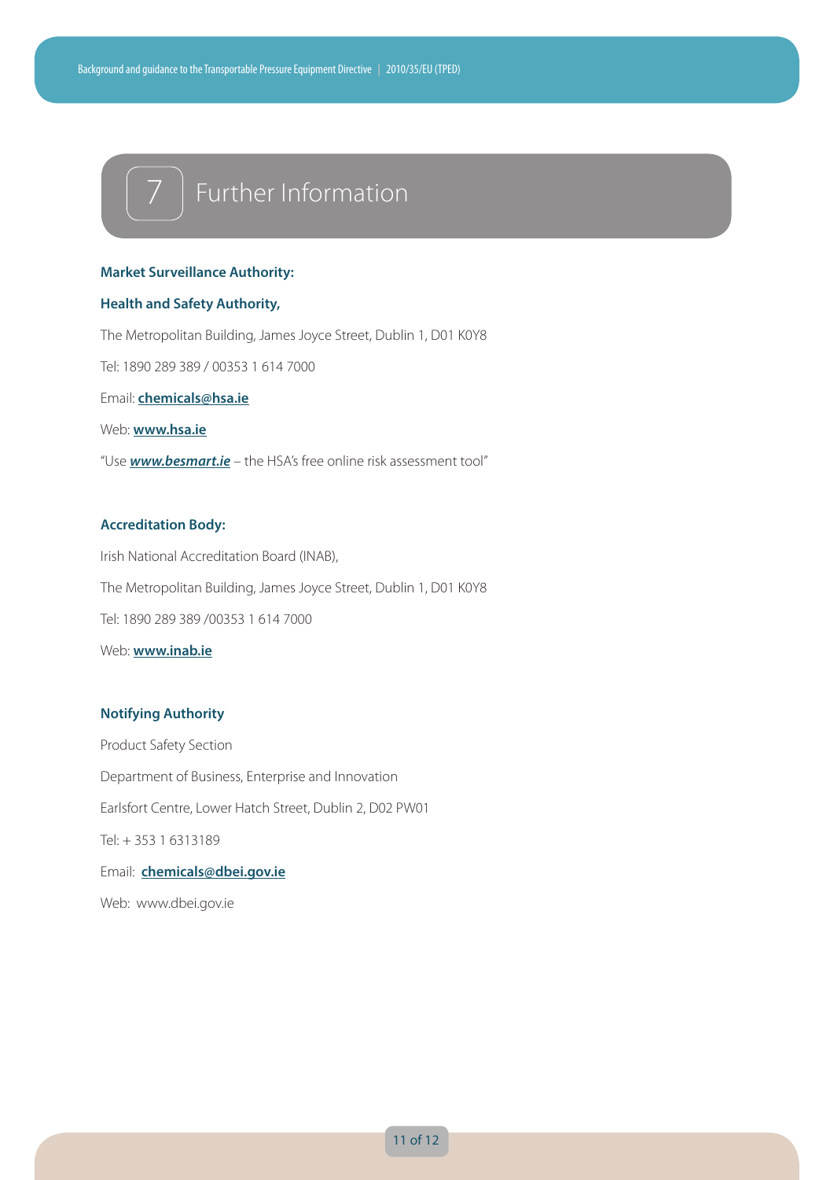# 7 Further Information

**Market Surveillance Authority:**

**Health and Safety Authority,**

The Metropolitan Building, James Joyce Street, Dublin 1, D01 K0Y8

Tel: 1890 289 389 / 00353 1 614 7000

Email: **chemicals@hsa.ie**

Web: **www.hsa.ie**

"Use ***www.besmart.ie*** – the HSA's free online risk assessment tool"

**Accreditation Body:**

Irish National Accreditation Board (INAB),

The Metropolitan Building, James Joyce Street, Dublin 1, D01 K0Y8

Tel: 1890 289 389 /00353 1 614 7000

Web: **www.inab.ie**

**Notifying Authority**

Product Safety Section

Department of Business, Enterprise and Innovation

Earlsfort Centre, Lower Hatch Street, Dublin 2, D02 PW01

Tel: + 353 1 6313189

Email: **chemicals@dbei.gov.ie**

Web: www.dbei.gov.ie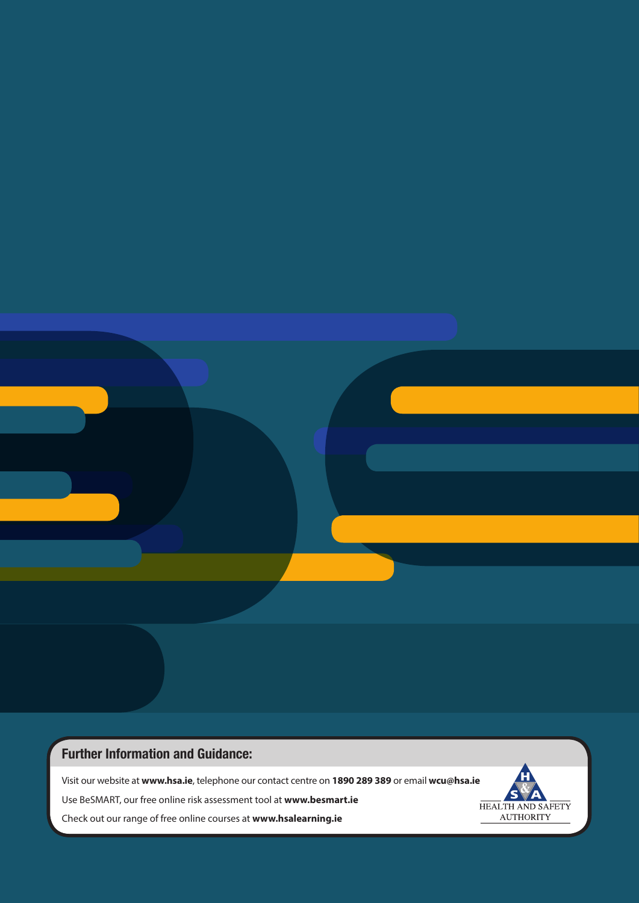## Further Information and Guidance:

Visit our website at **www.hsa.ie**, telephone our contact centre on **1890 289 389** or email **wcu@hsa.ie**

Use BeSMART, our free online risk assessment tool at **www.besmart.ie**

Check out our range of free online courses at **www.hsalearning.ie**

HEALTH AND SAFETY AUTHORITY